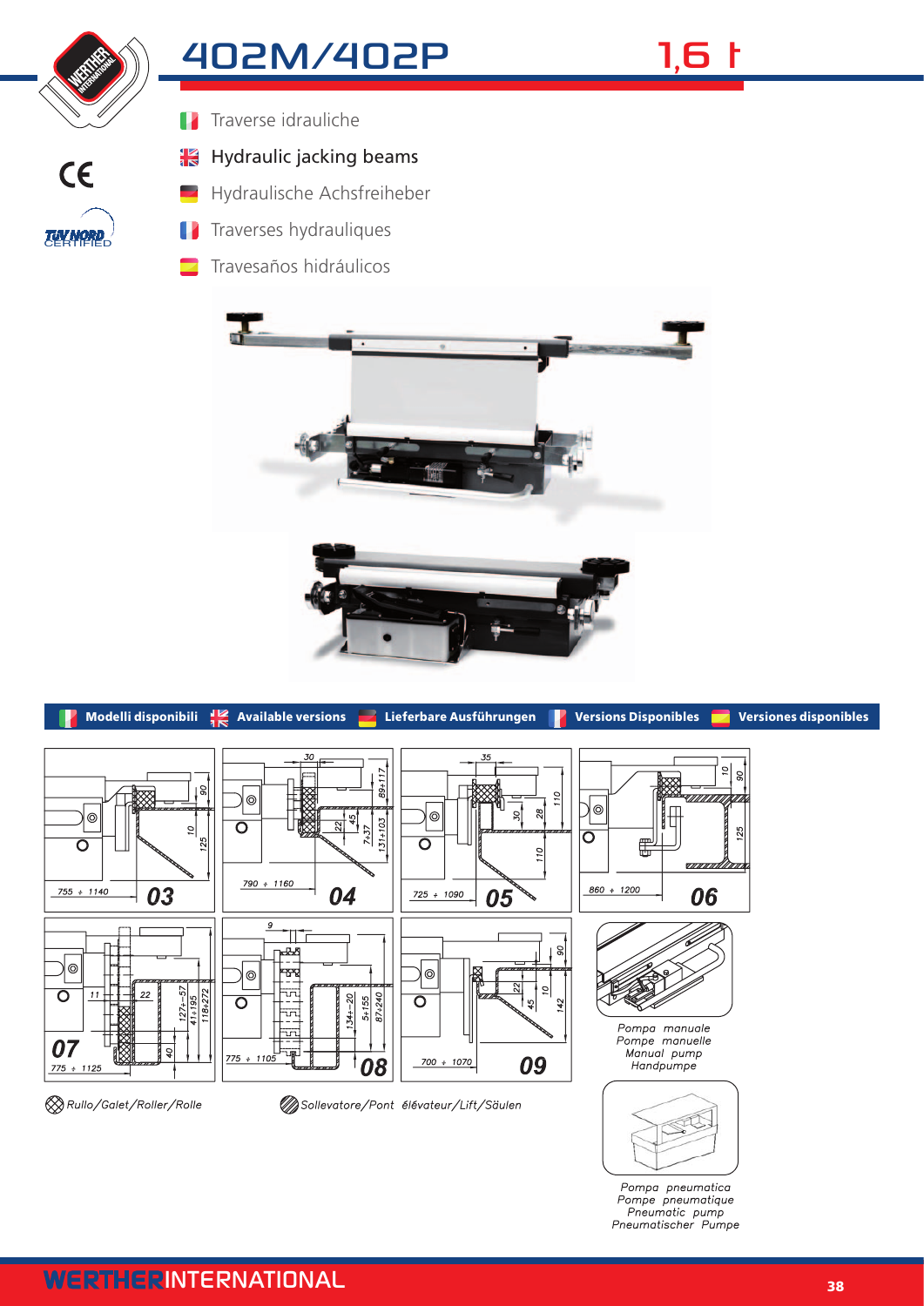# 402M/402P

## 1,6 t

- Traverse idrauliche
- Hydraulic jacking beams
- Hydraulische Achsfreiheber
- Traverses hydrauliques
- Travesaños hidráulicos

**Modelli disponibili** | **Available versions** | **Lieferbare Ausführungen** | **Versions Disponibles** | **Versiones disponibles**

**03** — 755 ÷ 1140; 90; 10; 125

**04** — 790 ÷ 1160; 30; 22; 45; 89÷117; 7÷37; 131÷103

**05** — 725 ÷ 1090; 35; 30; 28; 110; 110

**06** — 860 ÷ 1200; 10; 90; 125

**07** — 775 ÷ 1125; 11; 22; 40; 127÷-57; 41÷195; 118÷272

**08** — 775 ÷ 1105; 9; 134÷-20; 5÷155; 87÷240

**09** — 700 ÷ 1070; 90; 22; 45; 10; 142

Pompa manuale
Pompe manuelle
Manual pump
Handpumpe

Pompa pneumatica
Pompe pneumatique
Pneumatic pump
Pneumatischer Pumpe

Rullo/Galet/Roller/Rolle

Sollevatore/Pont élévateur/Lift/Säulen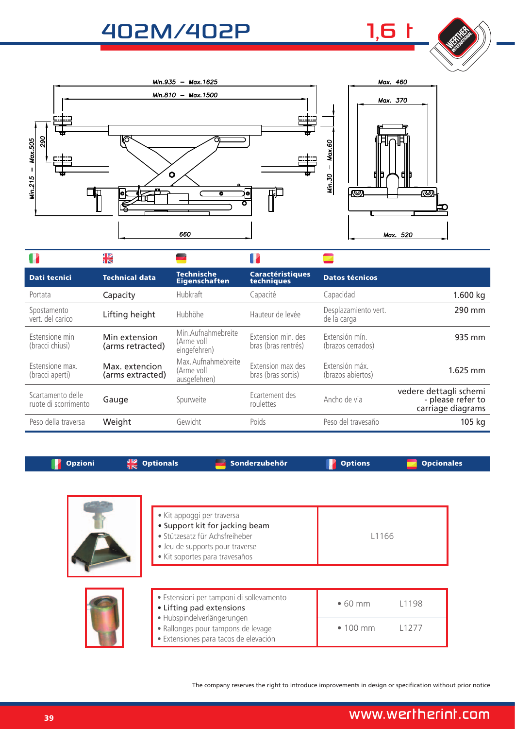# 402M/402P

1,6 t

Min.935 – Max.1625

Min.810 – Max.1500

290

Min.215 – Max.505

660

Min.30 – Max.60

Max. 460

Max. 370

Max. 520

| Dati tecnici | Technical data | Technische Eigenschaften | Caractéristiques techniques | Datos técnicos | |
|---|---|---|---|---|---|
| Portata | Capacity | Hubkraft | Capacité | Capacidad | 1.600 kg |
| Spostamento vert. del carico | Lifting height | Hubhöhe | Hauteur de levée | Desplazamiento vert. de la carga | 290 mm |
| Estensione min (bracci chiusi) | Min extension (arms retracted) | Min.Aufnahmebreite (Arme voll eingefehren) | Extension min. des bras (bras rentrés) | Extensión mín. (brazos cerrados) | 935 mm |
| Estensione max. (bracci aperti) | Max. extencion (arms extracted) | Max. Aufnahmebreite (Arme voll ausgefehren) | Extension max des bras (bras sortis) | Extensión máx. (brazos abiertos) | 1.625 mm |
| Scartamento delle ruote di scorrimento | Gauge | Spurweite | Ecartement des roulettes | Ancho de via | vedere dettagli schemi - please refer to carriage diagrams |
| Peso della traversa | Weight | Gewicht | Poids | Peso del travesaño | 105 kg |

**Opzioni** | **Optionals** | **Sonderzubehör** | **Options** | **Opcionales**

| | |
|---|---|
| • Kit appoggi per traversa<br>• Support kit for jacking beam<br>• Stützesatz für Achsfreiheber<br>• Jeu de supports pour traverse<br>• Kit soportes para travesaños | L1166 |

| | | |
|---|---|---|
| • Estensioni per tamponi di sollevamento<br>• Lifting pad extensions<br>• Hubspindelverlängerungen<br>• Rallonges pour tampons de levage<br>• Extensiones para tacos de elevación | • 60 mm | L1198 |
| | • 100 mm | L1277 |

The company reserves the right to introduce improvements in design or specification without prior notice

www.wertherint.com